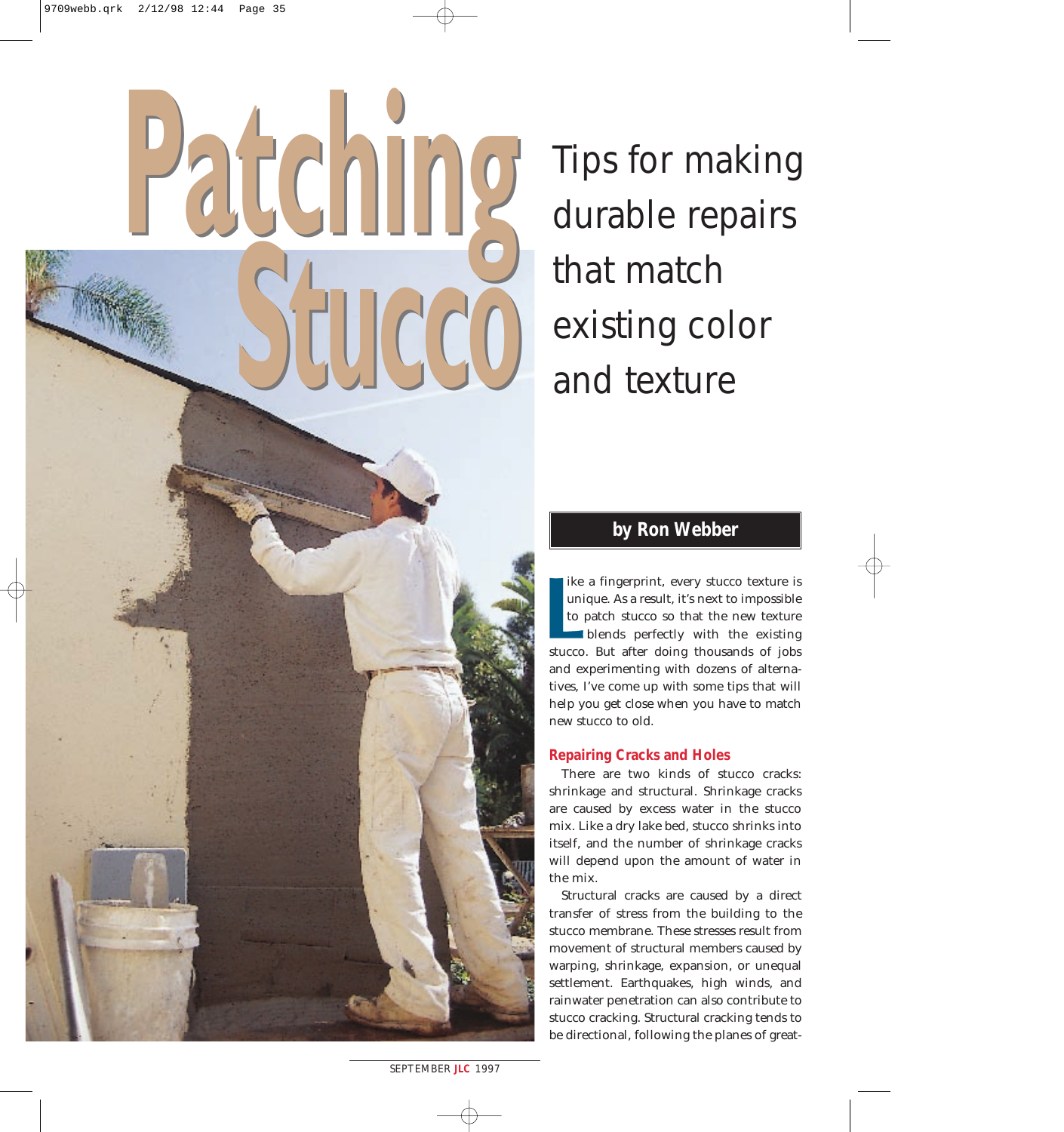# Patching Stucco

## Tips for making durable repairs that match existing color and texture

**by Ron Webber**

Like a fingerprint, every stucco texture is unique. As a result, it's next to impossible to patch stucco so that the new texture blends perfectly with the existing stucco. But after doing thousands of jobs and experimenting with dozens of alternatives, I've come up with some tips that will help you get close when you have to match new stucco to old.

### Repairing Cracks and Holes

There are two kinds of stucco cracks: shrinkage and structural. Shrinkage cracks are caused by excess water in the stucco mix. Like a dry lake bed, stucco shrinks into itself, and the number of shrinkage cracks will depend upon the amount of water in the mix.

Structural cracks are caused by a direct transfer of stress from the building to the stucco membrane. These stresses result from movement of structural members caused by warping, shrinkage, expansion, or unequal settlement. Earthquakes, high winds, and rainwater penetration can also contribute to stucco cracking. Structural cracking tends to be directional, following the planes of great-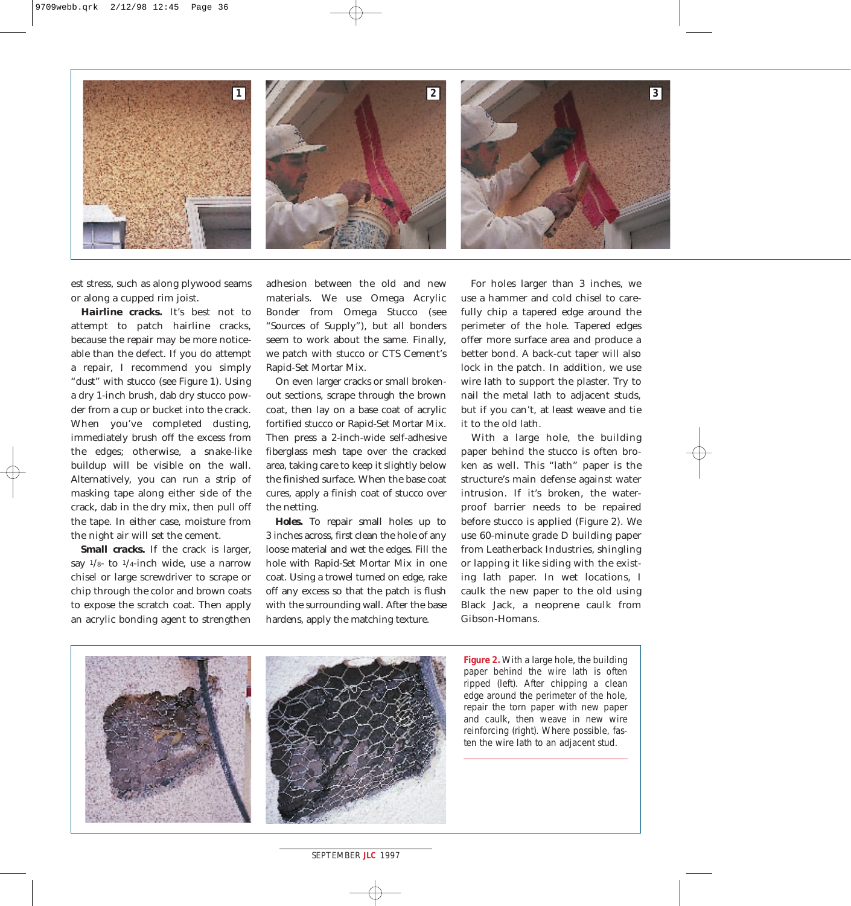est stress, such as along plywood seams or along a cupped rim joist.

**Hairline cracks.** It's best not to attempt to patch hairline cracks, because the repair may be more noticeable than the defect. If you do attempt a repair, I recommend you simply "dust" with stucco (see Figure 1). Using a dry 1-inch brush, dab dry stucco powder from a cup or bucket into the crack. When you've completed dusting, immediately brush off the excess from the edges; otherwise, a snake-like buildup will be visible on the wall. Alternatively, you can run a strip of masking tape along either side of the crack, dab in the dry mix, then pull off the tape. In either case, moisture from the night air will set the cement.

**Small cracks.** If the crack is larger, say 1/8- to 1/4-inch wide, use a narrow chisel or large screwdriver to scrape or chip through the color and brown coats to expose the scratch coat. Then apply an acrylic bonding agent to strengthen adhesion between the old and new materials. We use Omega Acrylic Bonder from Omega Stucco (see "Sources of Supply"), but all bonders seem to work about the same. Finally, we patch with stucco or CTS Cement's Rapid-Set Mortar Mix.

On even larger cracks or small broken-out sections, scrape through the brown coat, then lay on a base coat of acrylic fortified stucco or Rapid-Set Mortar Mix. Then press a 2-inch-wide self-adhesive fiberglass mesh tape over the cracked area, taking care to keep it slightly below the finished surface. When the base coat cures, apply a finish coat of stucco over the netting.

**Holes.** To repair small holes up to 3 inches across, first clean the hole of any loose material and wet the edges. Fill the hole with Rapid-Set Mortar Mix in one coat. Using a trowel turned on edge, rake off any excess so that the patch is flush with the surrounding wall. After the base hardens, apply the matching texture.

For holes larger than 3 inches, we use a hammer and cold chisel to carefully chip a tapered edge around the perimeter of the hole. Tapered edges offer more surface area and produce a better bond. A back-cut taper will also lock in the patch. In addition, we use wire lath to support the plaster. Try to nail the metal lath to adjacent studs, but if you can't, at least weave and tie it to the old lath.

With a large hole, the building paper behind the stucco is often broken as well. This "lath" paper is the structure's main defense against water intrusion. If it's broken, the waterproof barrier needs to be repaired before stucco is applied (Figure 2). We use 60-minute grade D building paper from Leatherback Industries, shingling or lapping it like siding with the existing lath paper. In wet locations, I caulk the new paper to the old using Black Jack, a neoprene caulk from Gibson-Homans.

**Figure 2.** With a large hole, the building paper behind the wire lath is often ripped (left). After chipping a clean edge around the perimeter of the hole, repair the torn paper with new paper and caulk, then weave in new wire reinforcing (right). Where possible, fasten the wire lath to an adjacent stud.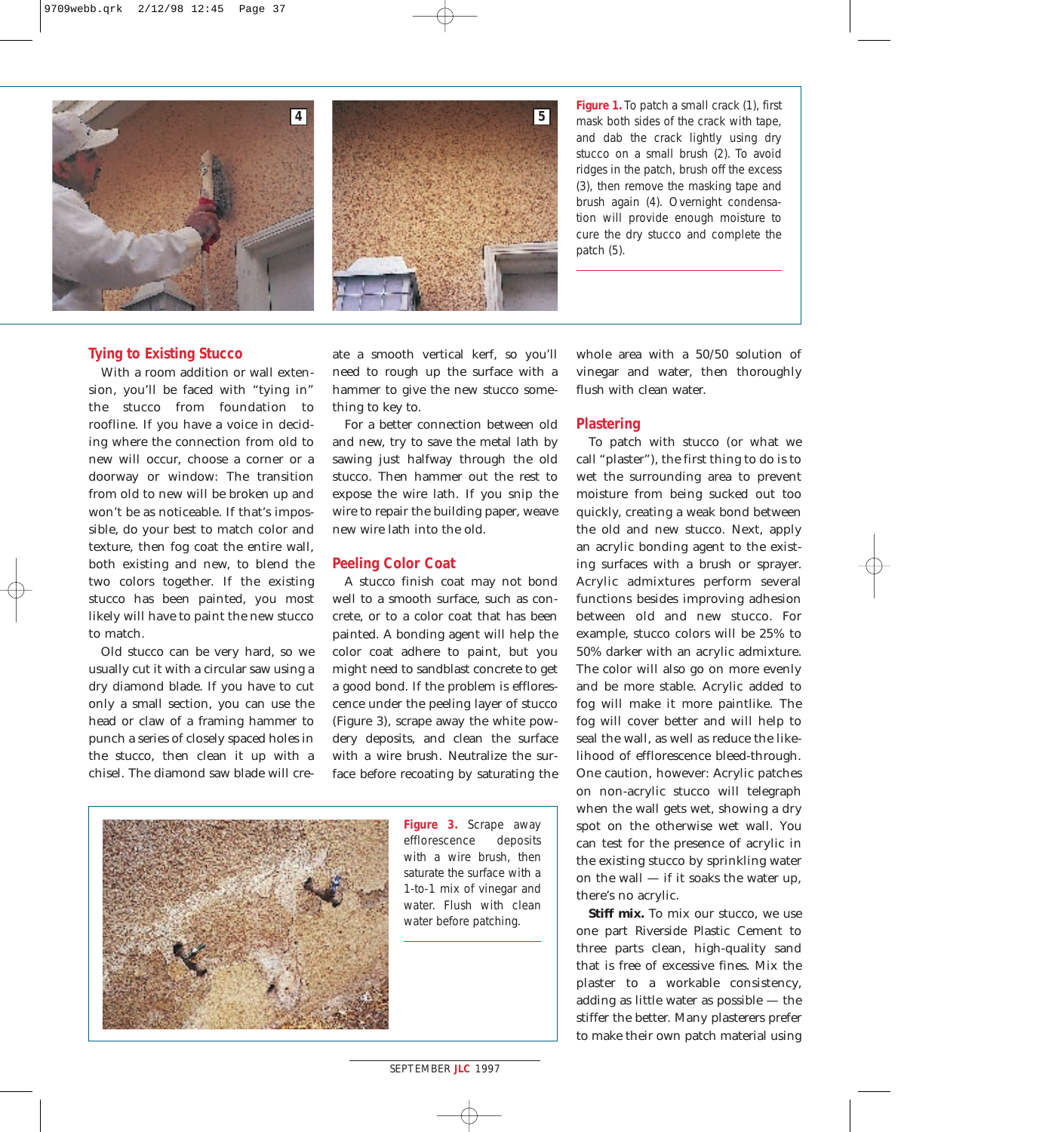**Figure 1.** To patch a small crack (1), first mask both sides of the crack with tape, and dab the crack lightly using dry stucco on a small brush (2). To avoid ridges in the patch, brush off the excess (3), then remove the masking tape and brush again (4). Overnight condensation will provide enough moisture to cure the dry stucco and complete the patch (5).

## Tying to Existing Stucco

With a room addition or wall extension, you'll be faced with "tying in" the stucco from foundation to roofline. If you have a voice in deciding where the connection from old to new will occur, choose a corner or a doorway or window: The transition from old to new will be broken up and won't be as noticeable. If that's impossible, do your best to match color and texture, then fog coat the entire wall, both existing and new, to blend the two colors together. If the existing stucco has been painted, you most likely will have to paint the new stucco to match.

Old stucco can be very hard, so we usually cut it with a circular saw using a dry diamond blade. If you have to cut only a small section, you can use the head or claw of a framing hammer to punch a series of closely spaced holes in the stucco, then clean it up with a chisel. The diamond saw blade will create a smooth vertical kerf, so you'll need to rough up the surface with a hammer to give the new stucco something to key to.

For a better connection between old and new, try to save the metal lath by sawing just halfway through the old stucco. Then hammer out the rest to expose the wire lath. If you snip the wire to repair the building paper, weave new wire lath into the old.

## Peeling Color Coat

A stucco finish coat may not bond well to a smooth surface, such as concrete, or to a color coat that has been painted. A bonding agent will help the color coat adhere to paint, but you might need to sandblast concrete to get a good bond. If the problem is efflorescence under the peeling layer of stucco (Figure 3), scrape away the white powdery deposits, and clean the surface with a wire brush. Neutralize the surface before recoating by saturating the whole area with a 50/50 solution of vinegar and water, then thoroughly flush with clean water.

**Figure 3.** Scrape away efflorescence deposits with a wire brush, then saturate the surface with a 1-to-1 mix of vinegar and water. Flush with clean water before patching.

## Plastering

To patch with stucco (or what we call "plaster"), the first thing to do is to wet the surrounding area to prevent moisture from being sucked out too quickly, creating a weak bond between the old and new stucco. Next, apply an acrylic bonding agent to the existing surfaces with a brush or sprayer. Acrylic admixtures perform several functions besides improving adhesion between old and new stucco. For example, stucco colors will be 25% to 50% darker with an acrylic admixture. The color will also go on more evenly and be more stable. Acrylic added to fog will make it more paintlike. The fog will cover better and will help to seal the wall, as well as reduce the likelihood of efflorescence bleed-through. One caution, however: Acrylic patches on non-acrylic stucco will telegraph when the wall gets wet, showing a dry spot on the otherwise wet wall. You can test for the presence of acrylic in the existing stucco by sprinkling water on the wall — if it soaks the water up, there's no acrylic.

**Stiff mix.** To mix our stucco, we use one part Riverside Plastic Cement to three parts clean, high-quality sand that is free of excessive fines. Mix the plaster to a workable consistency, adding as little water as possible — the stiffer the better. Many plasterers prefer to make their own patch material using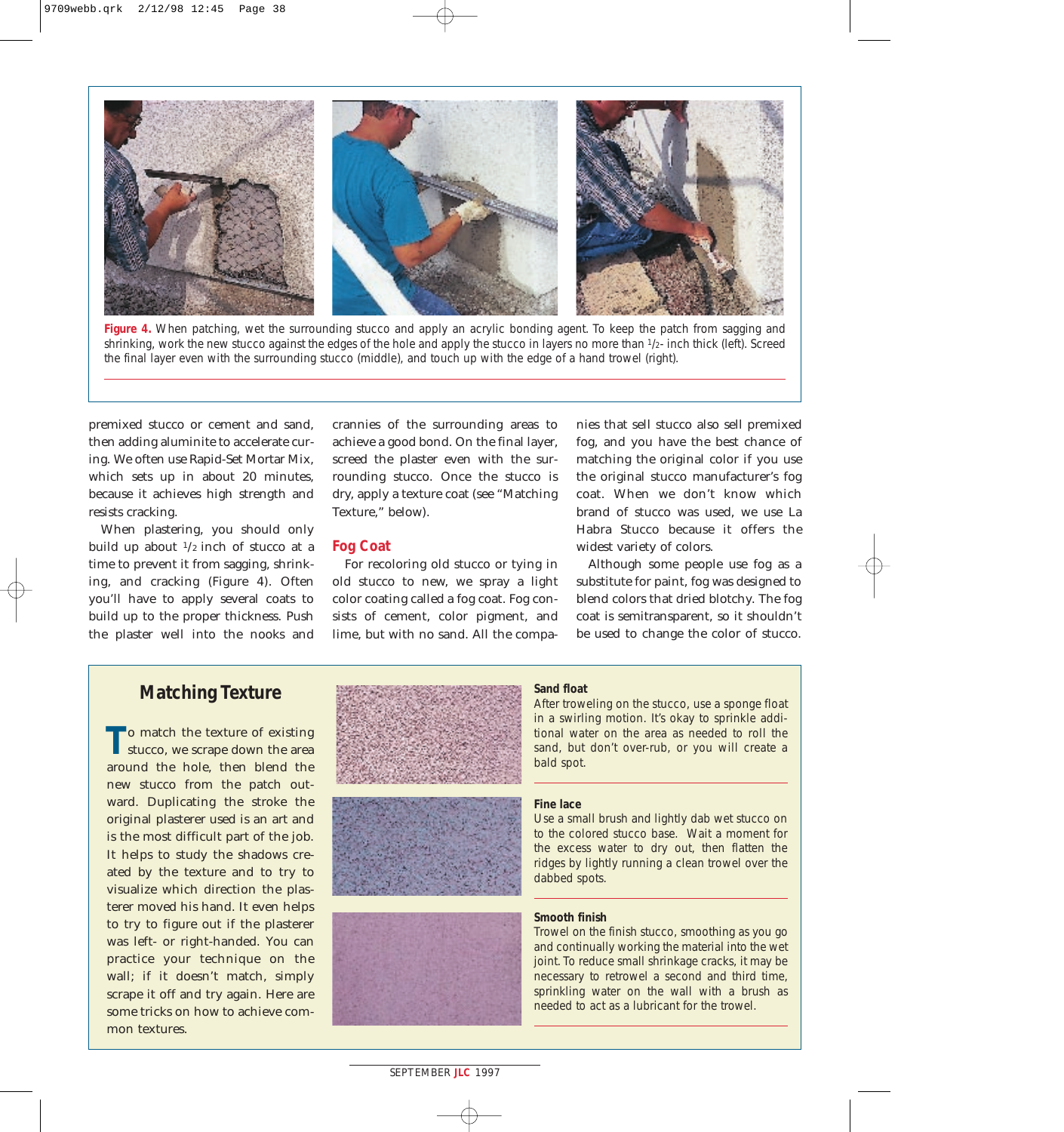**Figure 4.** When patching, wet the surrounding stucco and apply an acrylic bonding agent. To keep the patch from sagging and shrinking, work the new stucco against the edges of the hole and apply the stucco in layers no more than 1/2- inch thick (left). Screed the final layer even with the surrounding stucco (middle), and touch up with the edge of a hand trowel (right).

premixed stucco or cement and sand, then adding aluminite to accelerate curing. We often use Rapid-Set Mortar Mix, which sets up in about 20 minutes, because it achieves high strength and resists cracking.

When plastering, you should only build up about 1/2 inch of stucco at a time to prevent it from sagging, shrinking, and cracking (Figure 4). Often you'll have to apply several coats to build up to the proper thickness. Push the plaster well into the nooks and crannies of the surrounding areas to achieve a good bond. On the final layer, screed the plaster even with the surrounding stucco. Once the stucco is dry, apply a texture coat (see "Matching Texture," below).

## Fog Coat

For recoloring old stucco or tying in old stucco to new, we spray a light color coating called a fog coat. Fog consists of cement, color pigment, and lime, but with no sand. All the companies that sell stucco also sell premixed fog, and you have the best chance of matching the original color if you use the original stucco manufacturer's fog coat. When we don't know which brand of stucco was used, we use La Habra Stucco because it offers the widest variety of colors.

Although some people use fog as a substitute for paint, fog was designed to blend colors that dried blotchy. The fog coat is semitransparent, so it shouldn't be used to change the color of stucco.

## Matching Texture

To match the texture of existing stucco, we scrape down the area around the hole, then blend the new stucco from the patch outward. Duplicating the stroke the original plasterer used is an art and is the most difficult part of the job. It helps to study the shadows created by the texture and to try to visualize which direction the plasterer moved his hand. It even helps to try to figure out if the plasterer was left- or right-handed. You can practice your technique on the wall; if it doesn't match, simply scrape it off and try again. Here are some tricks on how to achieve common textures.

**Sand float**
After troweling on the stucco, use a sponge float in a swirling motion. It's okay to sprinkle additional water on the area as needed to roll the sand, but don't over-rub, or you will create a bald spot.

**Fine lace**
Use a small brush and lightly dab wet stucco on to the colored stucco base. Wait a moment for the excess water to dry out, then flatten the ridges by lightly running a clean trowel over the dabbed spots.

**Smooth finish**
Trowel on the finish stucco, smoothing as you go and continually working the material into the wet joint. To reduce small shrinkage cracks, it may be necessary to retrowel a second and third time, sprinkling water on the wall with a brush as needed to act as a lubricant for the trowel.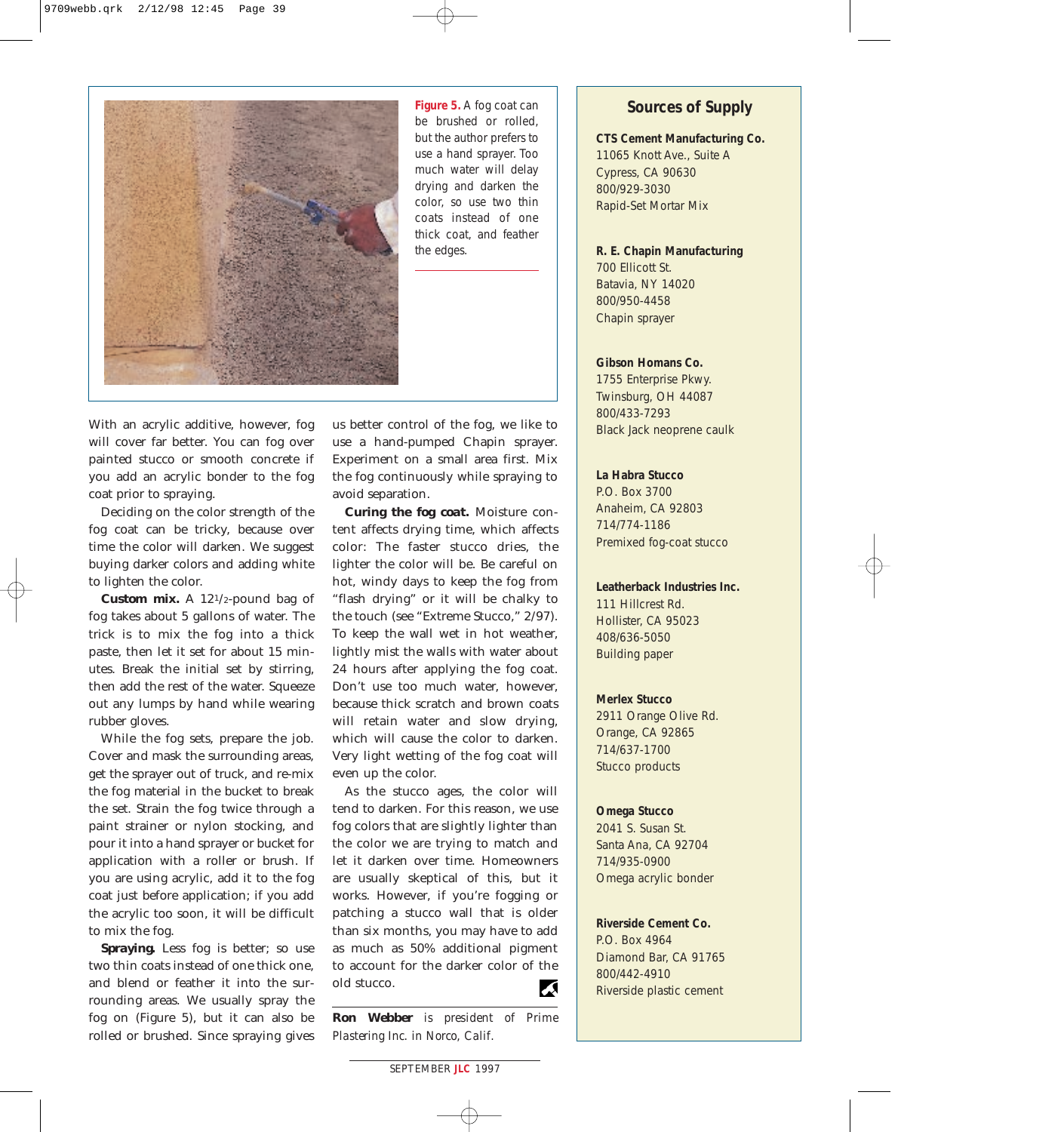**Figure 5.** A fog coat can be brushed or rolled, but the author prefers to use a hand sprayer. Too much water will delay drying and darken the color, so use two thin coats instead of one thick coat, and feather the edges.

With an acrylic additive, however, fog will cover far better. You can fog over painted stucco or smooth concrete if you add an acrylic bonder to the fog coat prior to spraying.

Deciding on the color strength of the fog coat can be tricky, because over time the color will darken. We suggest buying darker colors and adding white to lighten the color.

**Custom mix.** A 12 1/2-pound bag of fog takes about 5 gallons of water. The trick is to mix the fog into a thick paste, then let it set for about 15 minutes. Break the initial set by stirring, then add the rest of the water. Squeeze out any lumps by hand while wearing rubber gloves.

While the fog sets, prepare the job. Cover and mask the surrounding areas, get the sprayer out of truck, and re-mix the fog material in the bucket to break the set. Strain the fog twice through a paint strainer or nylon stocking, and pour it into a hand sprayer or bucket for application with a roller or brush. If you are using acrylic, add it to the fog coat just before application; if you add the acrylic too soon, it will be difficult to mix the fog.

**Spraying.** Less fog is better; so use two thin coats instead of one thick one, and blend or feather it into the surrounding areas. We usually spray the fog on (Figure 5), but it can also be rolled or brushed. Since spraying gives us better control of the fog, we like to use a hand-pumped Chapin sprayer. Experiment on a small area first. Mix the fog continuously while spraying to avoid separation.

**Curing the fog coat.** Moisture content affects drying time, which affects color: The faster stucco dries, the lighter the color will be. Be careful on hot, windy days to keep the fog from "flash drying" or it will be chalky to the touch (see "Extreme Stucco," 2/97). To keep the wall wet in hot weather, lightly mist the walls with water about 24 hours after applying the fog coat. Don't use too much water, however, because thick scratch and brown coats will retain water and slow drying, which will cause the color to darken. Very light wetting of the fog coat will even up the color.

As the stucco ages, the color will tend to darken. For this reason, we use fog colors that are slightly lighter than the color we are trying to match and let it darken over time. Homeowners are usually skeptical of this, but it works. However, if you're fogging or patching a stucco wall that is older than six months, you may have to add as much as 50% additional pigment to account for the darker color of the old stucco.

***Ron Webber** is president of Prime Plastering Inc. in Norco, Calif.*

## Sources of Supply

**CTS Cement Manufacturing Co.**
11065 Knott Ave., Suite A
Cypress, CA 90630
800/929-3030
Rapid-Set Mortar Mix

**R. E. Chapin Manufacturing**
700 Ellicott St.
Batavia, NY 14020
800/950-4458
Chapin sprayer

**Gibson Homans Co.**
1755 Enterprise Pkwy.
Twinsburg, OH 44087
800/433-7293
Black Jack neoprene caulk

**La Habra Stucco**
P.O. Box 3700
Anaheim, CA 92803
714/774-1186
Premixed fog-coat stucco

**Leatherback Industries Inc.**
111 Hillcrest Rd.
Hollister, CA 95023
408/636-5050
Building paper

**Merlex Stucco**
2911 Orange Olive Rd.
Orange, CA 92865
714/637-1700
Stucco products

**Omega Stucco**
2041 S. Susan St.
Santa Ana, CA 92704
714/935-0900
Omega acrylic bonder

**Riverside Cement Co.**
P.O. Box 4964
Diamond Bar, CA 91765
800/442-4910
Riverside plastic cement